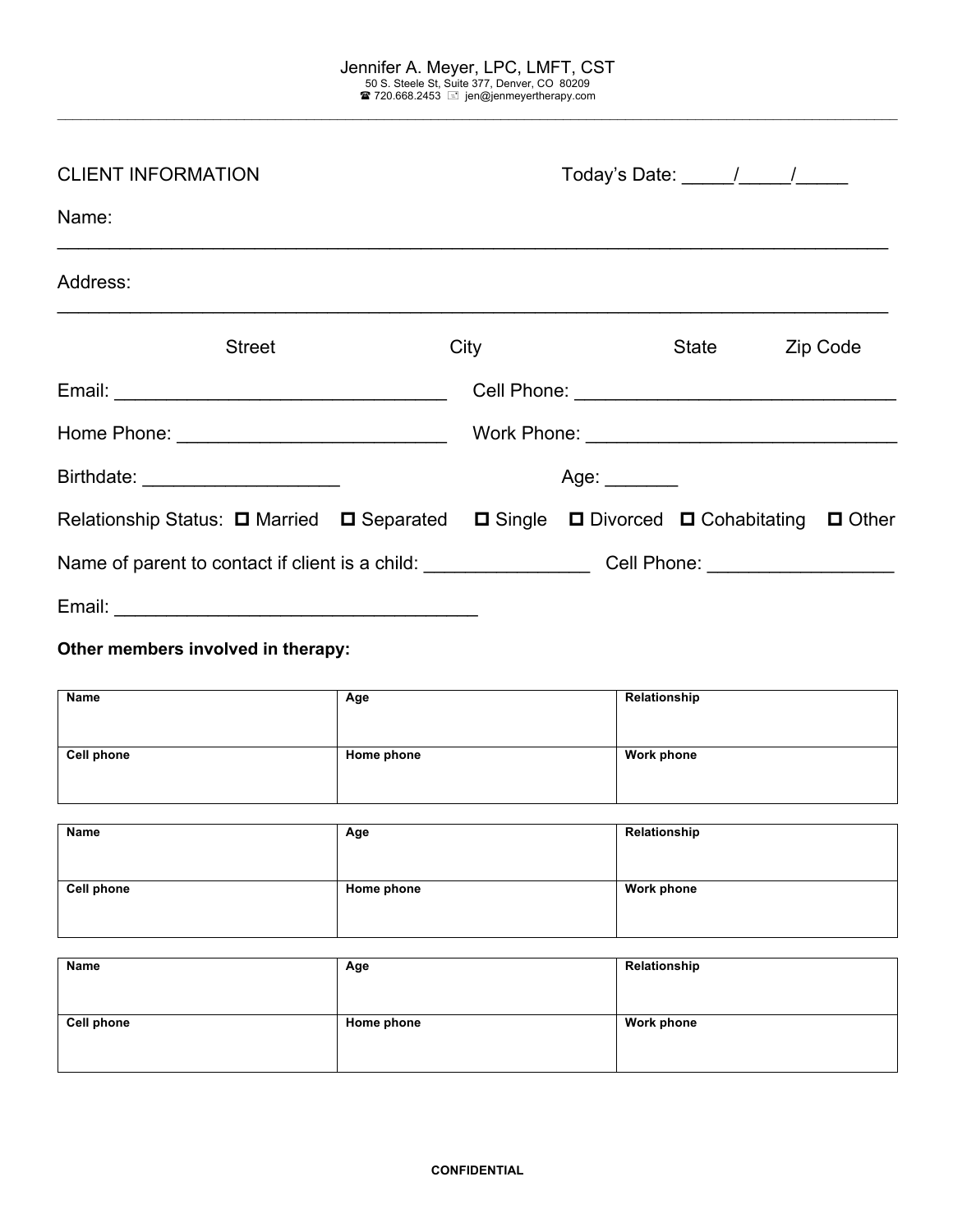Jennifer A. Meyer, LPC, LMFT, CST
50 S. Steele St, Suite 377, Denver, CO 80209
☎ 720.668.2453 ✉ jen@jenmeyertherapy.com

---

CLIENT INFORMATION Today's Date: _____/_____/_____

Name: ______________________________________________________________________________

Address: ______________________________________________________________________________

Street City State Zip Code

Email: ________________________________ Cell Phone: ______________________________

Home Phone: __________________________ Work Phone: ______________________________

Birthdate: ___________________ Age: _______

Relationship Status: ☐ Married ☐ Separated ☐ Single ☐ Divorced ☐ Cohabitating ☐ Other

Name of parent to contact if client is a child: ________________ Cell Phone: __________________

Email: ___________________________________

**Other members involved in therapy:**

| Name | Age | Relationship |
|---|---|---|
| | | |
| **Cell phone** | **Home phone** | **Work phone** |
| | | |

| Name | Age | Relationship |
|---|---|---|
| | | |
| **Cell phone** | **Home phone** | **Work phone** |
| | | |

| Name | Age | Relationship |
|---|---|---|
| | | |
| **Cell phone** | **Home phone** | **Work phone** |
| | | |

**CONFIDENTIAL**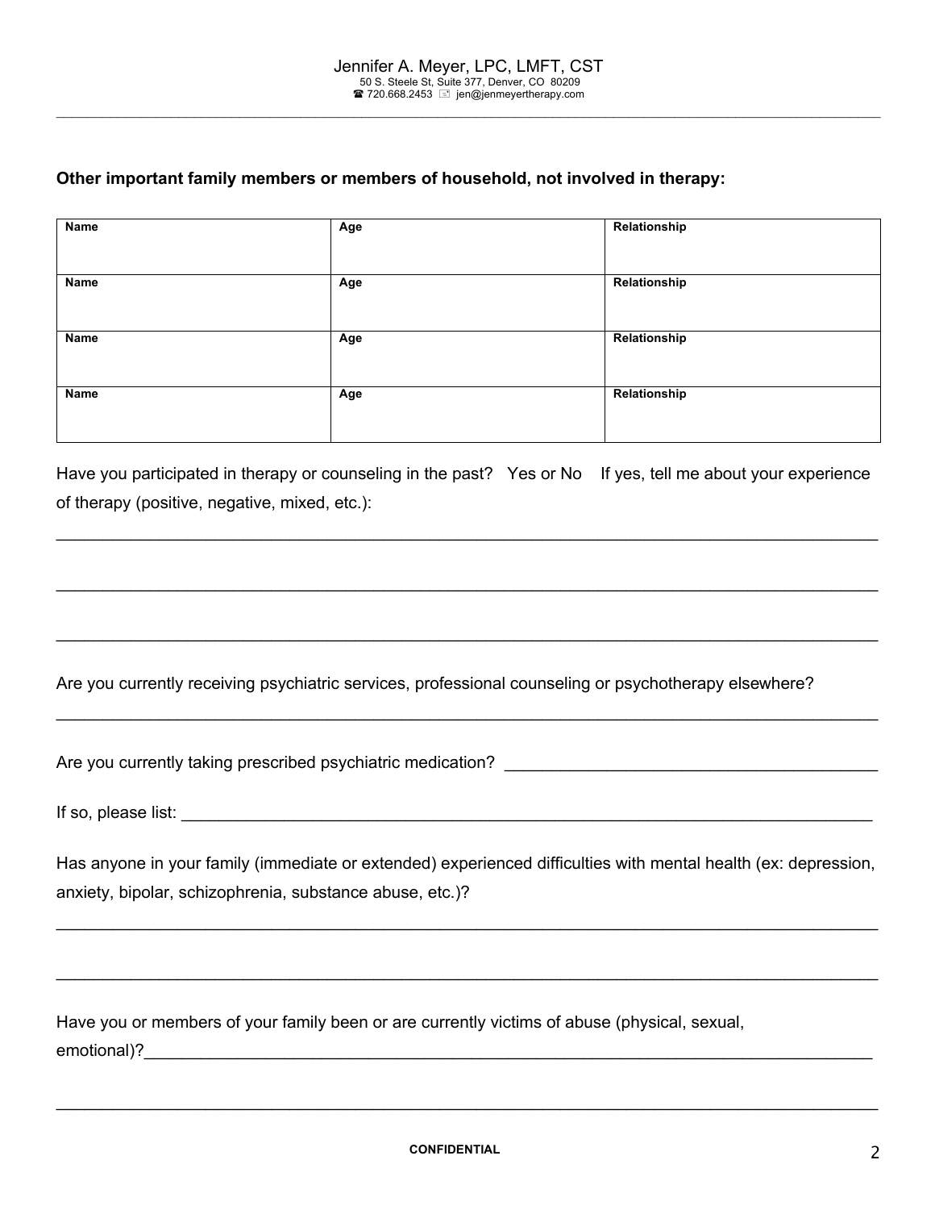**Other important family members or members of household, not involved in therapy:**

| Name | Age | Relationship |
|---|---|---|
| Name | Age | Relationship |
| Name | Age | Relationship |
| Name | Age | Relationship |

Have you participated in therapy or counseling in the past? Yes or No If yes, tell me about your experience of therapy (positive, negative, mixed, etc.):

______________________________________________________________________________

______________________________________________________________________________

______________________________________________________________________________

Are you currently receiving psychiatric services, professional counseling or psychotherapy elsewhere?

______________________________________________________________________________

Are you currently taking prescribed psychiatric medication? ________________________________________

If so, please list: ______________________________________________________________________

Has anyone in your family (immediate or extended) experienced difficulties with mental health (ex: depression, anxiety, bipolar, schizophrenia, substance abuse, etc.)?

______________________________________________________________________________

______________________________________________________________________________

Have you or members of your family been or are currently victims of abuse (physical, sexual, emotional)?______________________________________________________________________

______________________________________________________________________________

CONFIDENTIAL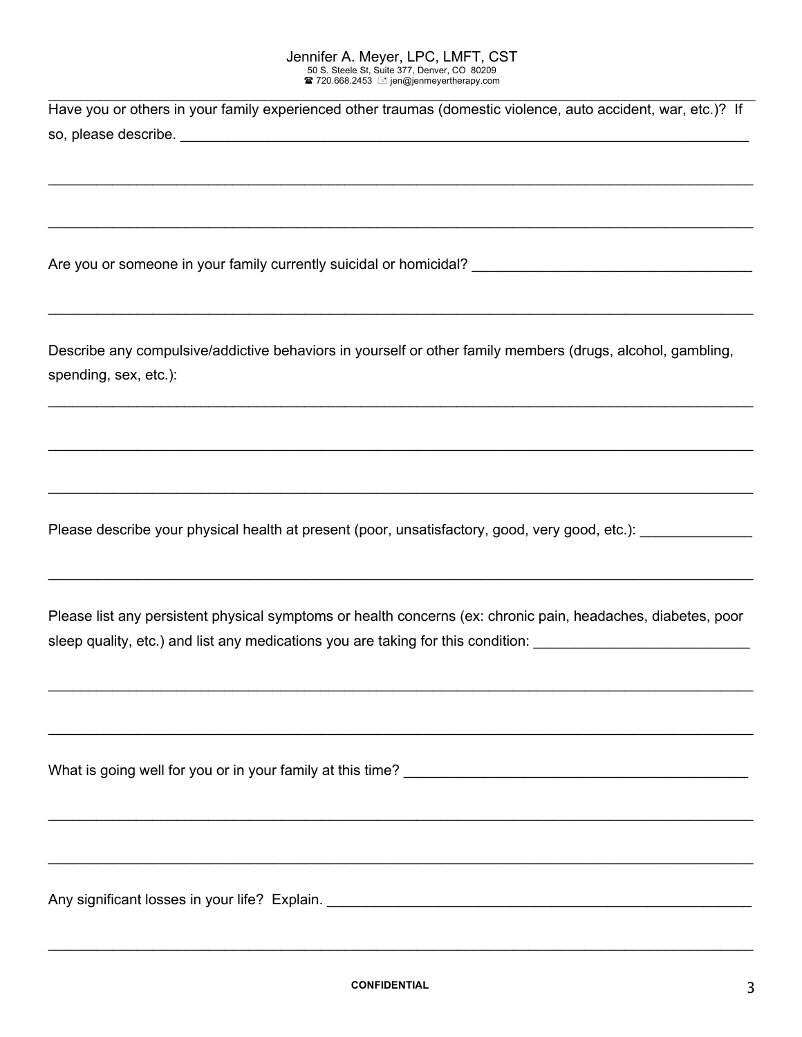Have you or others in your family experienced other traumas (domestic violence, auto accident, war, etc.)? If so, please describe. ___________________________________________________________________________

___________________________________________________________________________

___________________________________________________________________________

Are you or someone in your family currently suicidal or homicidal? ___________________________________

___________________________________________________________________________

Describe any compulsive/addictive behaviors in yourself or other family members (drugs, alcohol, gambling, spending, sex, etc.):

___________________________________________________________________________

___________________________________________________________________________

___________________________________________________________________________

Please describe your physical health at present (poor, unsatisfactory, good, very good, etc.): ______________

___________________________________________________________________________

Please list any persistent physical symptoms or health concerns (ex: chronic pain, headaches, diabetes, poor sleep quality, etc.) and list any medications you are taking for this condition: ___________________________

___________________________________________________________________________

___________________________________________________________________________

What is going well for you or in your family at this time? ___________________________________________

___________________________________________________________________________

___________________________________________________________________________

Any significant losses in your life? Explain. ______________________________________________________

___________________________________________________________________________

CONFIDENTIAL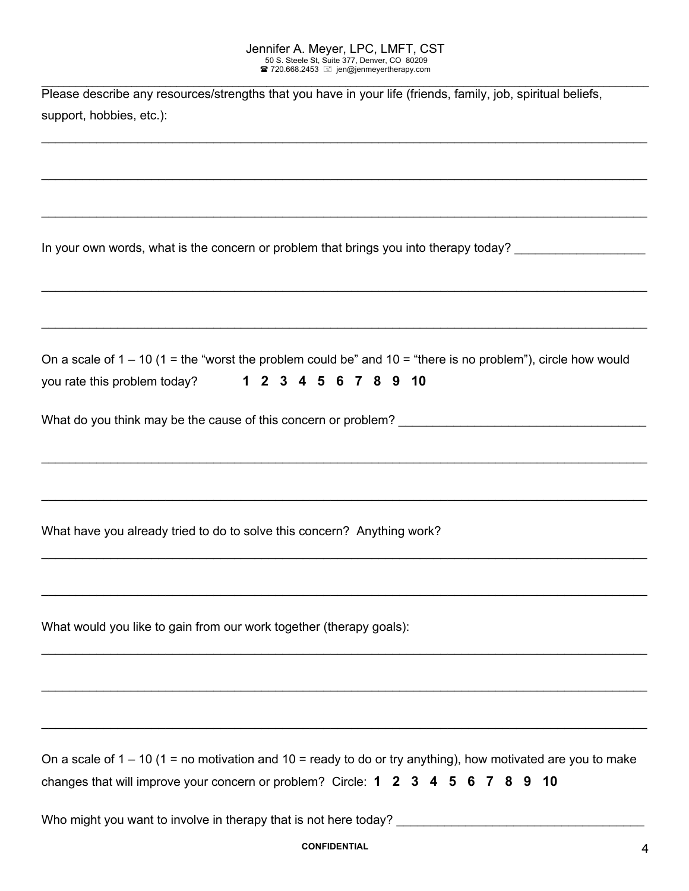Please describe any resources/strengths that you have in your life (friends, family, job, spiritual beliefs, support, hobbies, etc.):

______________________________________________________________________________

______________________________________________________________________________

______________________________________________________________________________

In your own words, what is the concern or problem that brings you into therapy today? ____________________

______________________________________________________________________________

______________________________________________________________________________

On a scale of 1 – 10 (1 = the "worst the problem could be" and 10 = "there is no problem"), circle how would you rate this problem today? **1 2 3 4 5 6 7 8 9 10**

What do you think may be the cause of this concern or problem? ____________________________________

______________________________________________________________________________

______________________________________________________________________________

What have you already tried to do to solve this concern? Anything work?

______________________________________________________________________________

______________________________________________________________________________

What would you like to gain from our work together (therapy goals):

______________________________________________________________________________

______________________________________________________________________________

______________________________________________________________________________

On a scale of 1 – 10 (1 = no motivation and 10 = ready to do or try anything), how motivated are you to make changes that will improve your concern or problem? Circle: **1 2 3 4 5 6 7 8 9 10**

Who might you want to involve in therapy that is not here today? ____________________________________

**CONFIDENTIAL**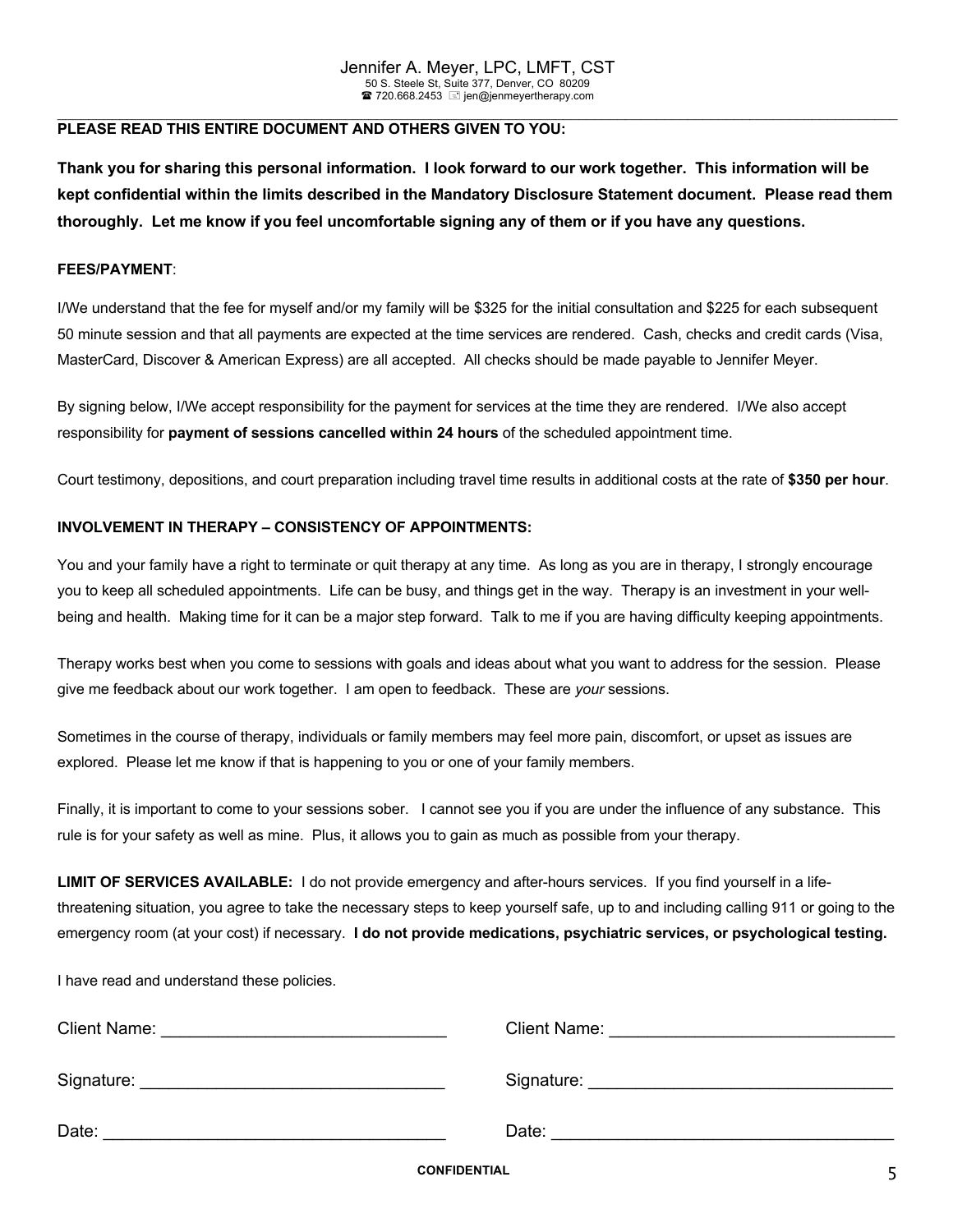Jennifer A. Meyer, LPC, LMFT, CST
50 S. Steele St, Suite 377, Denver, CO 80209
☎ 720.668.2453 ✉ jen@jenmeyertherapy.com

**PLEASE READ THIS ENTIRE DOCUMENT AND OTHERS GIVEN TO YOU:**

**Thank you for sharing this personal information. I look forward to our work together. This information will be kept confidential within the limits described in the Mandatory Disclosure Statement document. Please read them thoroughly. Let me know if you feel uncomfortable signing any of them or if you have any questions.**

**FEES/PAYMENT**:

I/We understand that the fee for myself and/or my family will be $325 for the initial consultation and $225 for each subsequent 50 minute session and that all payments are expected at the time services are rendered. Cash, checks and credit cards (Visa, MasterCard, Discover & American Express) are all accepted. All checks should be made payable to Jennifer Meyer.

By signing below, I/We accept responsibility for the payment for services at the time they are rendered. I/We also accept responsibility for **payment of sessions cancelled within 24 hours** of the scheduled appointment time.

Court testimony, depositions, and court preparation including travel time results in additional costs at the rate of **$350 per hour**.

**INVOLVEMENT IN THERAPY – CONSISTENCY OF APPOINTMENTS:**

You and your family have a right to terminate or quit therapy at any time. As long as you are in therapy, I strongly encourage you to keep all scheduled appointments. Life can be busy, and things get in the way. Therapy is an investment in your well-being and health. Making time for it can be a major step forward. Talk to me if you are having difficulty keeping appointments.

Therapy works best when you come to sessions with goals and ideas about what you want to address for the session. Please give me feedback about our work together. I am open to feedback. These are *your* sessions.

Sometimes in the course of therapy, individuals or family members may feel more pain, discomfort, or upset as issues are explored. Please let me know if that is happening to you or one of your family members.

Finally, it is important to come to your sessions sober. I cannot see you if you are under the influence of any substance. This rule is for your safety as well as mine. Plus, it allows you to gain as much as possible from your therapy.

**LIMIT OF SERVICES AVAILABLE:** I do not provide emergency and after-hours services. If you find yourself in a life-threatening situation, you agree to take the necessary steps to keep yourself safe, up to and including calling 911 or going to the emergency room (at your cost) if necessary. **I do not provide medications, psychiatric services, or psychological testing.**

I have read and understand these policies.

Client Name: ______________________________ Client Name: ______________________________

Signature: ________________________________ Signature: ________________________________

Date: ____________________________________ Date: ____________________________________

CONFIDENTIAL